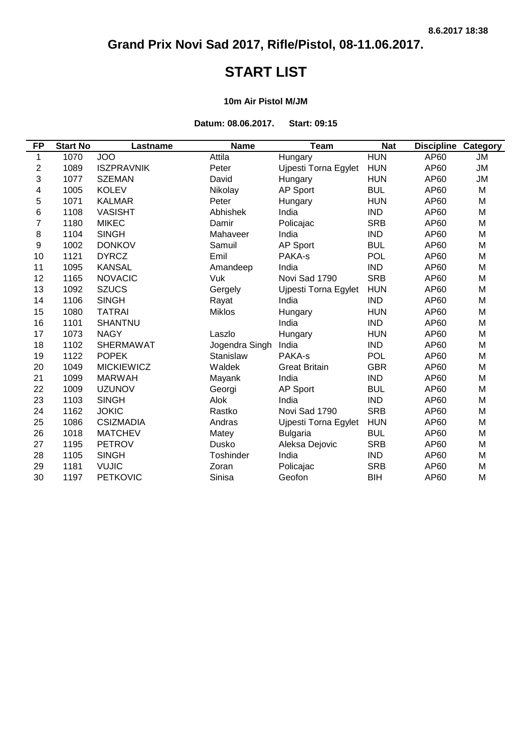8.6.2017 18:38

# Grand Prix Novi Sad 2017, Rifle/Pistol, 08-11.06.2017.

## START LIST

### 10m Air Pistol M/JM

**Datum: 08.06.2017. Start: 09:15**

| FP | Start No | Lastname | Name | Team | Nat | Discipline | Category |
|---|---|---|---|---|---|---|---|
| 1 | 1070 | JOO | Attila | Hungary | HUN | AP60 | JM |
| 2 | 1089 | ISZPRAVNIK | Peter | Ujpesti Torna Egylet | HUN | AP60 | JM |
| 3 | 1077 | SZEMAN | David | Hungary | HUN | AP60 | JM |
| 4 | 1005 | KOLEV | Nikolay | AP Sport | BUL | AP60 | M |
| 5 | 1071 | KALMAR | Peter | Hungary | HUN | AP60 | M |
| 6 | 1108 | VASISHT | Abhishek | India | IND | AP60 | M |
| 7 | 1180 | MIKEC | Damir | Policajac | SRB | AP60 | M |
| 8 | 1104 | SINGH | Mahaveer | India | IND | AP60 | M |
| 9 | 1002 | DONKOV | Samuil | AP Sport | BUL | AP60 | M |
| 10 | 1121 | DYRCZ | Emil | PAKA-s | POL | AP60 | M |
| 11 | 1095 | KANSAL | Amandeep | India | IND | AP60 | M |
| 12 | 1165 | NOVACIC | Vuk | Novi Sad 1790 | SRB | AP60 | M |
| 13 | 1092 | SZUCS | Gergely | Ujpesti Torna Egylet | HUN | AP60 | M |
| 14 | 1106 | SINGH | Rayat | India | IND | AP60 | M |
| 15 | 1080 | TATRAI | Miklos | Hungary | HUN | AP60 | M |
| 16 | 1101 | SHANTNU | | India | IND | AP60 | M |
| 17 | 1073 | NAGY | Laszlo | Hungary | HUN | AP60 | M |
| 18 | 1102 | SHERMAWAT | Jogendra Singh | India | IND | AP60 | M |
| 19 | 1122 | POPEK | Stanislaw | PAKA-s | POL | AP60 | M |
| 20 | 1049 | MICKIEWICZ | Waldek | Great Britain | GBR | AP60 | M |
| 21 | 1099 | MARWAH | Mayank | India | IND | AP60 | M |
| 22 | 1009 | UZUNOV | Georgi | AP Sport | BUL | AP60 | M |
| 23 | 1103 | SINGH | Alok | India | IND | AP60 | M |
| 24 | 1162 | JOKIC | Rastko | Novi Sad 1790 | SRB | AP60 | M |
| 25 | 1086 | CSIZMADIA | Andras | Ujpesti Torna Egylet | HUN | AP60 | M |
| 26 | 1018 | MATCHEV | Matey | Bulgaria | BUL | AP60 | M |
| 27 | 1195 | PETROV | Dusko | Aleksa Dejovic | SRB | AP60 | M |
| 28 | 1105 | SINGH | Toshinder | India | IND | AP60 | M |
| 29 | 1181 | VUJIC | Zoran | Policajac | SRB | AP60 | M |
| 30 | 1197 | PETKOVIC | Sinisa | Geofon | BIH | AP60 | M |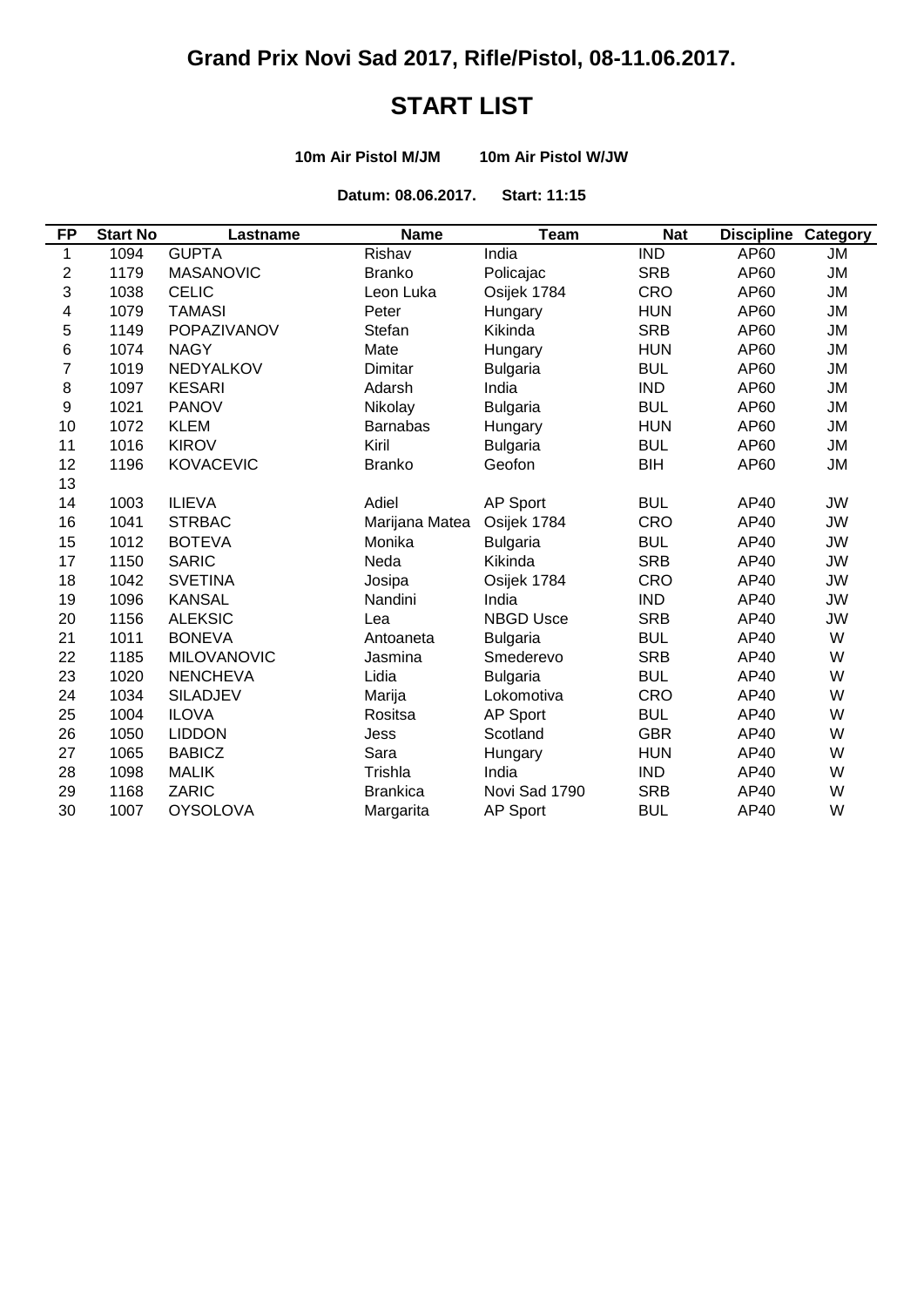# Grand Prix Novi Sad 2017, Rifle/Pistol, 08-11.06.2017.

# START LIST

**10m Air Pistol M/JM** **10m Air Pistol W/JW**

**Datum: 08.06.2017.** **Start: 11:15**

| FP | Start No | Lastname | Name | Team | Nat | Discipline | Category |
|---|---|---|---|---|---|---|---|
| 1 | 1094 | GUPTA | Rishav | India | IND | AP60 | JM |
| 2 | 1179 | MASANOVIC | Branko | Policajac | SRB | AP60 | JM |
| 3 | 1038 | CELIC | Leon Luka | Osijek 1784 | CRO | AP60 | JM |
| 4 | 1079 | TAMASI | Peter | Hungary | HUN | AP60 | JM |
| 5 | 1149 | POPAZIVANOV | Stefan | Kikinda | SRB | AP60 | JM |
| 6 | 1074 | NAGY | Mate | Hungary | HUN | AP60 | JM |
| 7 | 1019 | NEDYALKOV | Dimitar | Bulgaria | BUL | AP60 | JM |
| 8 | 1097 | KESARI | Adarsh | India | IND | AP60 | JM |
| 9 | 1021 | PANOV | Nikolay | Bulgaria | BUL | AP60 | JM |
| 10 | 1072 | KLEM | Barnabas | Hungary | HUN | AP60 | JM |
| 11 | 1016 | KIROV | Kiril | Bulgaria | BUL | AP60 | JM |
| 12 | 1196 | KOVACEVIC | Branko | Geofon | BIH | AP60 | JM |
| 13 | | | | | | | |
| 14 | 1003 | ILIEVA | Adiel | AP Sport | BUL | AP40 | JW |
| 16 | 1041 | STRBAC | Marijana Matea | Osijek 1784 | CRO | AP40 | JW |
| 15 | 1012 | BOTEVA | Monika | Bulgaria | BUL | AP40 | JW |
| 17 | 1150 | SARIC | Neda | Kikinda | SRB | AP40 | JW |
| 18 | 1042 | SVETINA | Josipa | Osijek 1784 | CRO | AP40 | JW |
| 19 | 1096 | KANSAL | Nandini | India | IND | AP40 | JW |
| 20 | 1156 | ALEKSIC | Lea | NBGD Usce | SRB | AP40 | JW |
| 21 | 1011 | BONEVA | Antoaneta | Bulgaria | BUL | AP40 | W |
| 22 | 1185 | MILOVANOVIC | Jasmina | Smederevo | SRB | AP40 | W |
| 23 | 1020 | NENCHEVA | Lidia | Bulgaria | BUL | AP40 | W |
| 24 | 1034 | SILADJEV | Marija | Lokomotiva | CRO | AP40 | W |
| 25 | 1004 | ILOVA | Rositsa | AP Sport | BUL | AP40 | W |
| 26 | 1050 | LIDDON | Jess | Scotland | GBR | AP40 | W |
| 27 | 1065 | BABICZ | Sara | Hungary | HUN | AP40 | W |
| 28 | 1098 | MALIK | Trishla | India | IND | AP40 | W |
| 29 | 1168 | ZARIC | Brankica | Novi Sad 1790 | SRB | AP40 | W |
| 30 | 1007 | OYSOLOVA | Margarita | AP Sport | BUL | AP40 | W |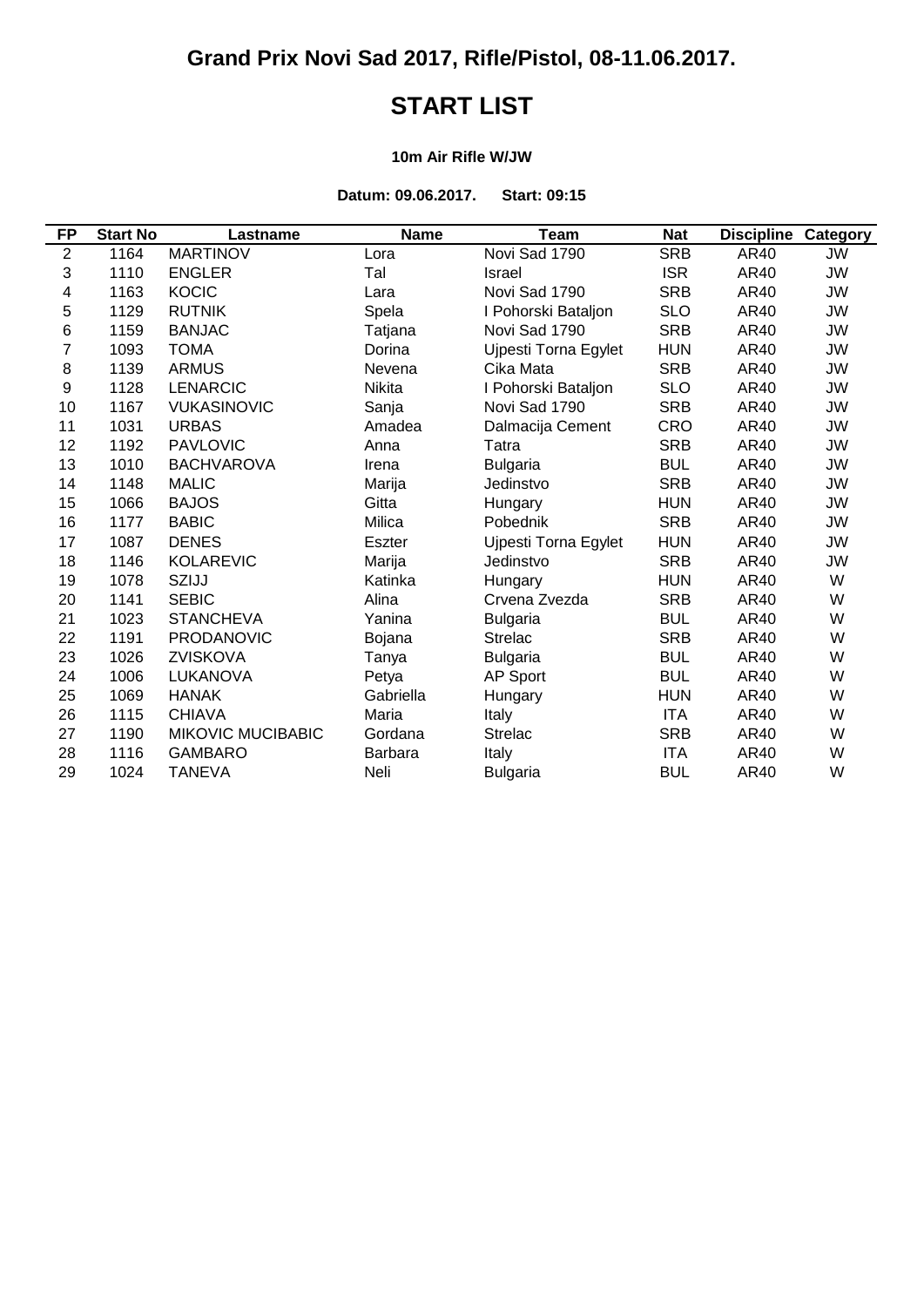# Grand Prix Novi Sad 2017, Rifle/Pistol, 08-11.06.2017.

## START LIST

### 10m Air Rifle W/JW

**Datum: 09.06.2017. Start: 09:15**

| FP | Start No | Lastname | Name | Team | Nat | Discipline | Category |
|---|---|---|---|---|---|---|---|
| 2 | 1164 | MARTINOV | Lora | Novi Sad 1790 | SRB | AR40 | JW |
| 3 | 1110 | ENGLER | Tal | Israel | ISR | AR40 | JW |
| 4 | 1163 | KOCIC | Lara | Novi Sad 1790 | SRB | AR40 | JW |
| 5 | 1129 | RUTNIK | Spela | I Pohorski Bataljon | SLO | AR40 | JW |
| 6 | 1159 | BANJAC | Tatjana | Novi Sad 1790 | SRB | AR40 | JW |
| 7 | 1093 | TOMA | Dorina | Ujpesti Torna Egylet | HUN | AR40 | JW |
| 8 | 1139 | ARMUS | Nevena | Cika Mata | SRB | AR40 | JW |
| 9 | 1128 | LENARCIC | Nikita | I Pohorski Bataljon | SLO | AR40 | JW |
| 10 | 1167 | VUKASINOVIC | Sanja | Novi Sad 1790 | SRB | AR40 | JW |
| 11 | 1031 | URBAS | Amadea | Dalmacija Cement | CRO | AR40 | JW |
| 12 | 1192 | PAVLOVIC | Anna | Tatra | SRB | AR40 | JW |
| 13 | 1010 | BACHVAROVA | Irena | Bulgaria | BUL | AR40 | JW |
| 14 | 1148 | MALIC | Marija | Jedinstvo | SRB | AR40 | JW |
| 15 | 1066 | BAJOS | Gitta | Hungary | HUN | AR40 | JW |
| 16 | 1177 | BABIC | Milica | Pobednik | SRB | AR40 | JW |
| 17 | 1087 | DENES | Eszter | Ujpesti Torna Egylet | HUN | AR40 | JW |
| 18 | 1146 | KOLAREVIC | Marija | Jedinstvo | SRB | AR40 | JW |
| 19 | 1078 | SZIJJ | Katinka | Hungary | HUN | AR40 | W |
| 20 | 1141 | SEBIC | Alina | Crvena Zvezda | SRB | AR40 | W |
| 21 | 1023 | STANCHEVA | Yanina | Bulgaria | BUL | AR40 | W |
| 22 | 1191 | PRODANOVIC | Bojana | Strelac | SRB | AR40 | W |
| 23 | 1026 | ZVISKOVA | Tanya | Bulgaria | BUL | AR40 | W |
| 24 | 1006 | LUKANOVA | Petya | AP Sport | BUL | AR40 | W |
| 25 | 1069 | HANAK | Gabriella | Hungary | HUN | AR40 | W |
| 26 | 1115 | CHIAVA | Maria | Italy | ITA | AR40 | W |
| 27 | 1190 | MIKOVIC MUCIBABIC | Gordana | Strelac | SRB | AR40 | W |
| 28 | 1116 | GAMBARO | Barbara | Italy | ITA | AR40 | W |
| 29 | 1024 | TANEVA | Neli | Bulgaria | BUL | AR40 | W |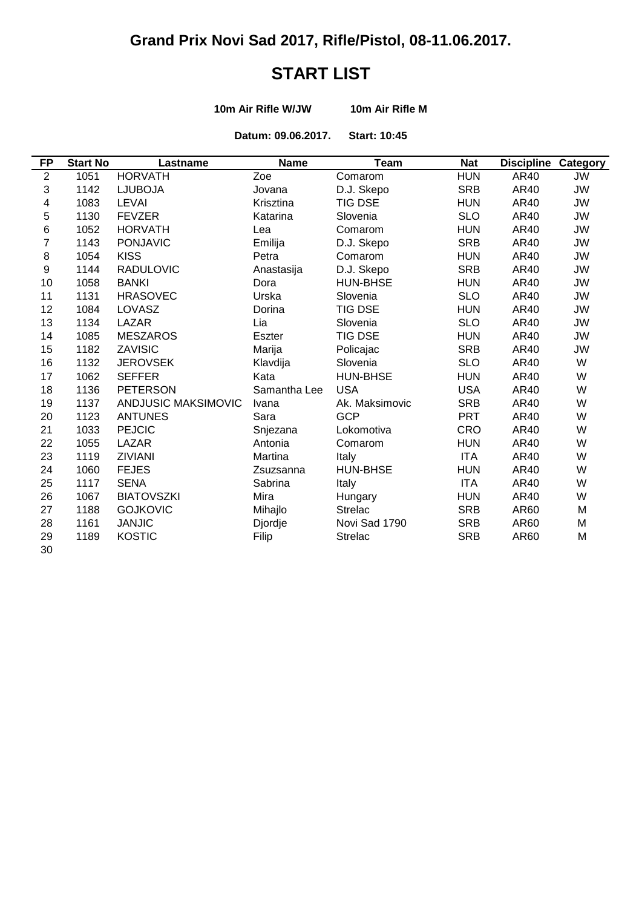# Grand Prix Novi Sad 2017, Rifle/Pistol, 08-11.06.2017.

## START LIST

**10m Air Rifle W/JW** **10m Air Rifle M**

**Datum: 09.06.2017.** **Start: 10:45**

| FP | Start No | Lastname | Name | Team | Nat | Discipline | Category |
|---|---|---|---|---|---|---|---|
| 2 | 1051 | HORVATH | Zoe | Comarom | HUN | AR40 | JW |
| 3 | 1142 | LJUBOJA | Jovana | D.J. Skepo | SRB | AR40 | JW |
| 4 | 1083 | LEVAI | Krisztina | TIG DSE | HUN | AR40 | JW |
| 5 | 1130 | FEVZER | Katarina | Slovenia | SLO | AR40 | JW |
| 6 | 1052 | HORVATH | Lea | Comarom | HUN | AR40 | JW |
| 7 | 1143 | PONJAVIC | Emilija | D.J. Skepo | SRB | AR40 | JW |
| 8 | 1054 | KISS | Petra | Comarom | HUN | AR40 | JW |
| 9 | 1144 | RADULOVIC | Anastasija | D.J. Skepo | SRB | AR40 | JW |
| 10 | 1058 | BANKI | Dora | HUN-BHSE | HUN | AR40 | JW |
| 11 | 1131 | HRASOVEC | Urska | Slovenia | SLO | AR40 | JW |
| 12 | 1084 | LOVASZ | Dorina | TIG DSE | HUN | AR40 | JW |
| 13 | 1134 | LAZAR | Lia | Slovenia | SLO | AR40 | JW |
| 14 | 1085 | MESZAROS | Eszter | TIG DSE | HUN | AR40 | JW |
| 15 | 1182 | ZAVISIC | Marija | Policajac | SRB | AR40 | JW |
| 16 | 1132 | JEROVSEK | Klavdija | Slovenia | SLO | AR40 | W |
| 17 | 1062 | SEFFER | Kata | HUN-BHSE | HUN | AR40 | W |
| 18 | 1136 | PETERSON | Samantha Lee | USA | USA | AR40 | W |
| 19 | 1137 | ANDJUSIC MAKSIMOVIC | Ivana | Ak. Maksimovic | SRB | AR40 | W |
| 20 | 1123 | ANTUNES | Sara | GCP | PRT | AR40 | W |
| 21 | 1033 | PEJCIC | Snjezana | Lokomotiva | CRO | AR40 | W |
| 22 | 1055 | LAZAR | Antonia | Comarom | HUN | AR40 | W |
| 23 | 1119 | ZIVIANI | Martina | Italy | ITA | AR40 | W |
| 24 | 1060 | FEJES | Zsuzsanna | HUN-BHSE | HUN | AR40 | W |
| 25 | 1117 | SENA | Sabrina | Italy | ITA | AR40 | W |
| 26 | 1067 | BIATOVSZKI | Mira | Hungary | HUN | AR40 | W |
| 27 | 1188 | GOJKOVIC | Mihajlo | Strelac | SRB | AR60 | M |
| 28 | 1161 | JANJIC | Djordje | Novi Sad 1790 | SRB | AR60 | M |
| 29 | 1189 | KOSTIC | Filip | Strelac | SRB | AR60 | M |
| 30 | | | | | | | |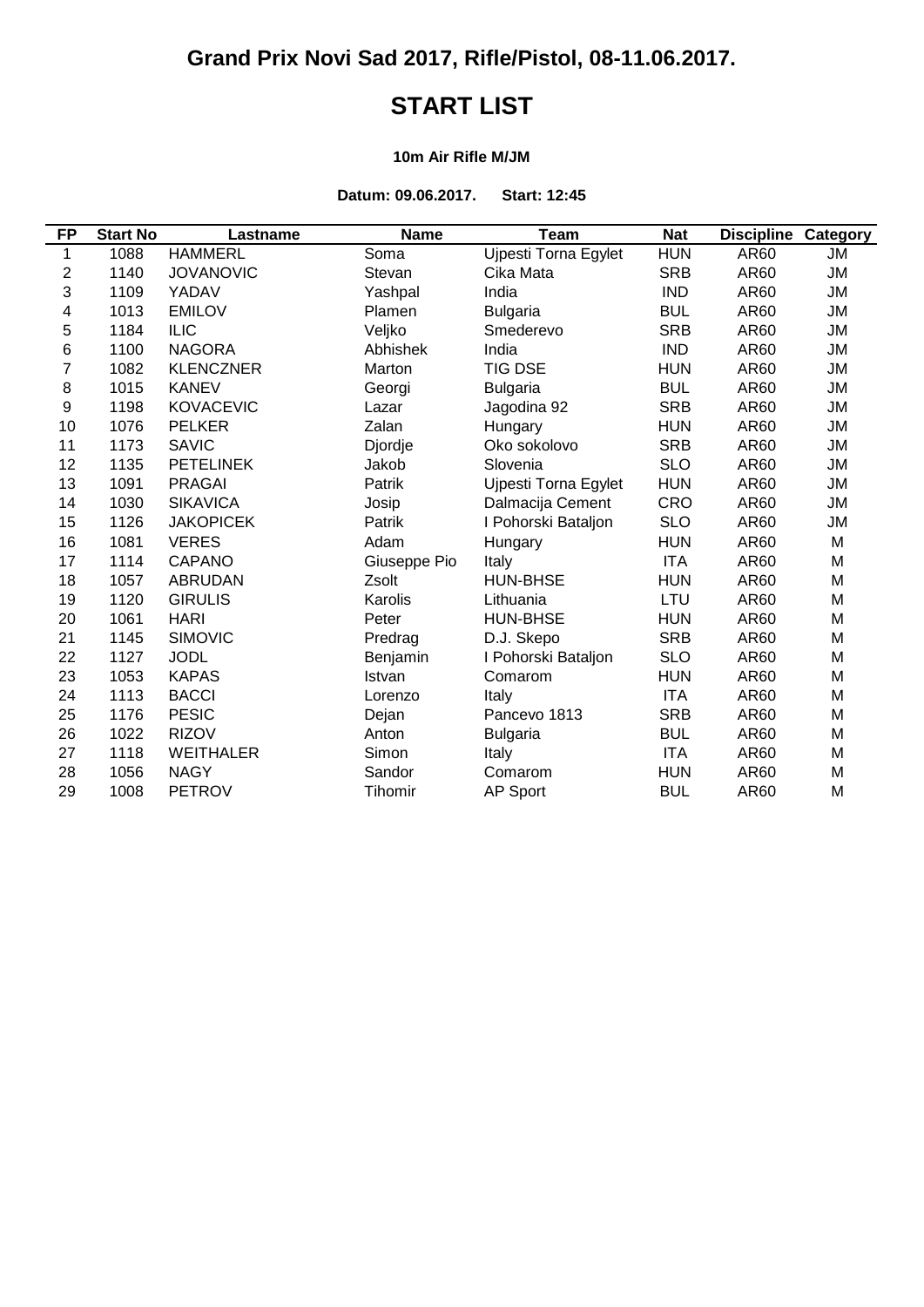# Grand Prix Novi Sad 2017, Rifle/Pistol, 08-11.06.2017.

# START LIST

### 10m Air Rifle M/JM

**Datum: 09.06.2017. Start: 12:45**

| FP | Start No | Lastname | Name | Team | Nat | Discipline | Category |
|---|---|---|---|---|---|---|---|
| 1 | 1088 | HAMMERL | Soma | Ujpesti Torna Egylet | HUN | AR60 | JM |
| 2 | 1140 | JOVANOVIC | Stevan | Cika Mata | SRB | AR60 | JM |
| 3 | 1109 | YADAV | Yashpal | India | IND | AR60 | JM |
| 4 | 1013 | EMILOV | Plamen | Bulgaria | BUL | AR60 | JM |
| 5 | 1184 | ILIC | Veljko | Smederevo | SRB | AR60 | JM |
| 6 | 1100 | NAGORA | Abhishek | India | IND | AR60 | JM |
| 7 | 1082 | KLENCZNER | Marton | TIG DSE | HUN | AR60 | JM |
| 8 | 1015 | KANEV | Georgi | Bulgaria | BUL | AR60 | JM |
| 9 | 1198 | KOVACEVIC | Lazar | Jagodina 92 | SRB | AR60 | JM |
| 10 | 1076 | PELKER | Zalan | Hungary | HUN | AR60 | JM |
| 11 | 1173 | SAVIC | Djordje | Oko sokolovo | SRB | AR60 | JM |
| 12 | 1135 | PETELINEK | Jakob | Slovenia | SLO | AR60 | JM |
| 13 | 1091 | PRAGAI | Patrik | Ujpesti Torna Egylet | HUN | AR60 | JM |
| 14 | 1030 | SIKAVICA | Josip | Dalmacija Cement | CRO | AR60 | JM |
| 15 | 1126 | JAKOPICEK | Patrik | I Pohorski Bataljon | SLO | AR60 | JM |
| 16 | 1081 | VERES | Adam | Hungary | HUN | AR60 | M |
| 17 | 1114 | CAPANO | Giuseppe Pio | Italy | ITA | AR60 | M |
| 18 | 1057 | ABRUDAN | Zsolt | HUN-BHSE | HUN | AR60 | M |
| 19 | 1120 | GIRULIS | Karolis | Lithuania | LTU | AR60 | M |
| 20 | 1061 | HARI | Peter | HUN-BHSE | HUN | AR60 | M |
| 21 | 1145 | SIMOVIC | Predrag | D.J. Skepo | SRB | AR60 | M |
| 22 | 1127 | JODL | Benjamin | I Pohorski Bataljon | SLO | AR60 | M |
| 23 | 1053 | KAPAS | Istvan | Comarom | HUN | AR60 | M |
| 24 | 1113 | BACCI | Lorenzo | Italy | ITA | AR60 | M |
| 25 | 1176 | PESIC | Dejan | Pancevo 1813 | SRB | AR60 | M |
| 26 | 1022 | RIZOV | Anton | Bulgaria | BUL | AR60 | M |
| 27 | 1118 | WEITHALER | Simon | Italy | ITA | AR60 | M |
| 28 | 1056 | NAGY | Sandor | Comarom | HUN | AR60 | M |
| 29 | 1008 | PETROV | Tihomir | AP Sport | BUL | AR60 | M |